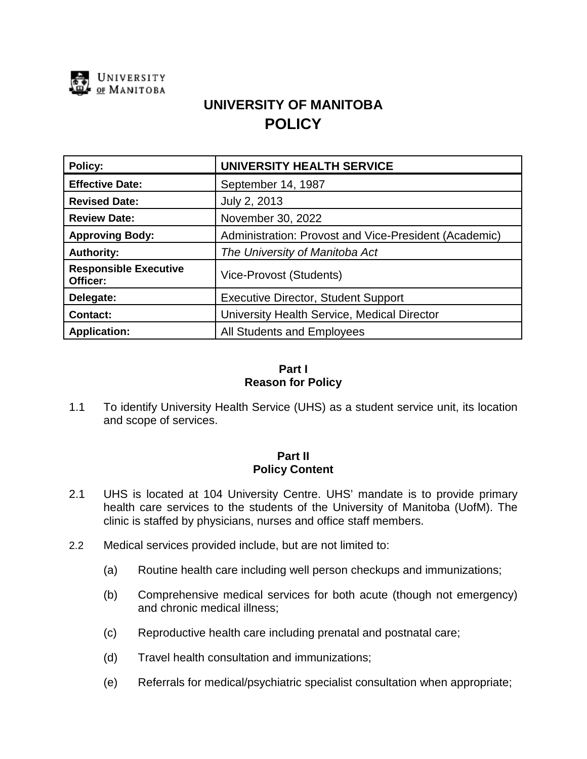UNIVERSITY OF MANITOBA

# UNIVERSITY OF MANITOBA
# POLICY

| Policy: | UNIVERSITY HEALTH SERVICE |
|---|---|
| Effective Date: | September 14, 1987 |
| Revised Date: | July 2, 2013 |
| Review Date: | November 30, 2022 |
| Approving Body: | Administration: Provost and Vice-President (Academic) |
| Authority: | *The University of Manitoba Act* |
| Responsible Executive Officer: | Vice-Provost (Students) |
| Delegate: | Executive Director, Student Support |
| Contact: | University Health Service, Medical Director |
| Application: | All Students and Employees |

## Part I
## Reason for Policy

1.1 To identify University Health Service (UHS) as a student service unit, its location and scope of services.

## Part II
## Policy Content

2.1 UHS is located at 104 University Centre. UHS' mandate is to provide primary health care services to the students of the University of Manitoba (UofM). The clinic is staffed by physicians, nurses and office staff members.

2.2 Medical services provided include, but are not limited to:

(a) Routine health care including well person checkups and immunizations;

(b) Comprehensive medical services for both acute (though not emergency) and chronic medical illness;

(c) Reproductive health care including prenatal and postnatal care;

(d) Travel health consultation and immunizations;

(e) Referrals for medical/psychiatric specialist consultation when appropriate;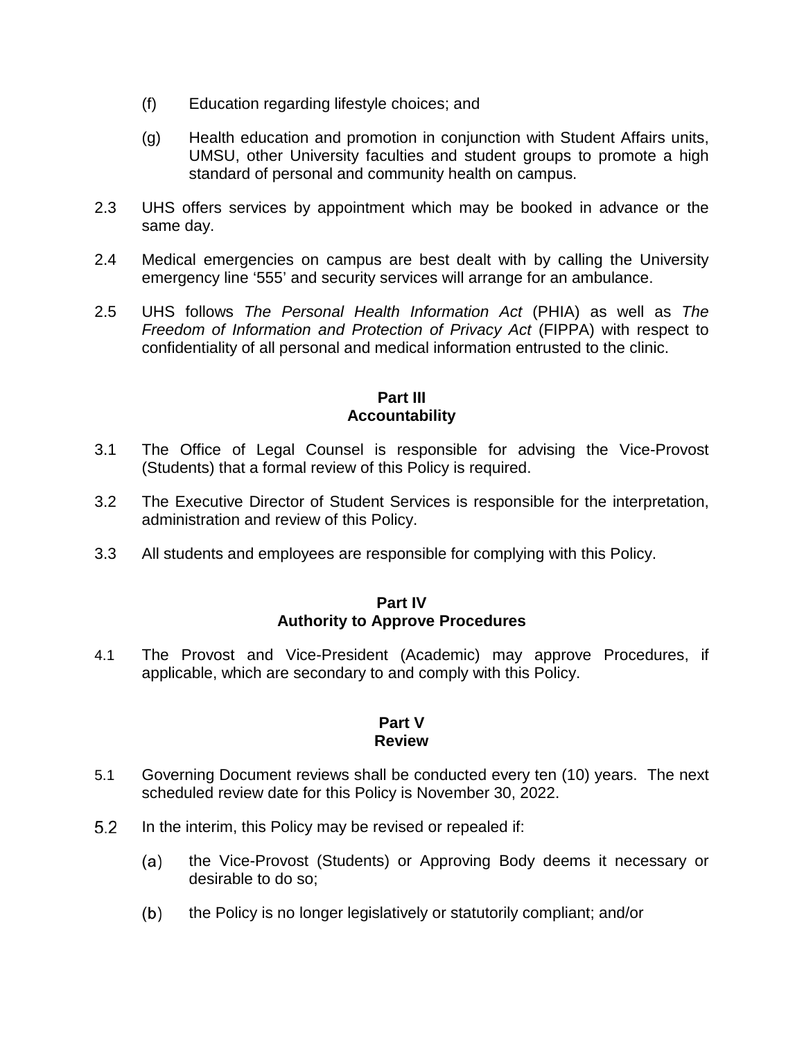(f) Education regarding lifestyle choices; and

(g) Health education and promotion in conjunction with Student Affairs units, UMSU, other University faculties and student groups to promote a high standard of personal and community health on campus.

2.3 UHS offers services by appointment which may be booked in advance or the same day.

2.4 Medical emergencies on campus are best dealt with by calling the University emergency line '555' and security services will arrange for an ambulance.

2.5 UHS follows *The Personal Health Information Act* (PHIA) as well as *The Freedom of Information and Protection of Privacy Act* (FIPPA) with respect to confidentiality of all personal and medical information entrusted to the clinic.

## Part III
## Accountability

3.1 The Office of Legal Counsel is responsible for advising the Vice-Provost (Students) that a formal review of this Policy is required.

3.2 The Executive Director of Student Services is responsible for the interpretation, administration and review of this Policy.

3.3 All students and employees are responsible for complying with this Policy.

## Part IV
## Authority to Approve Procedures

4.1 The Provost and Vice-President (Academic) may approve Procedures, if applicable, which are secondary to and comply with this Policy.

## Part V
## Review

5.1 Governing Document reviews shall be conducted every ten (10) years. The next scheduled review date for this Policy is November 30, 2022.

5.2 In the interim, this Policy may be revised or repealed if:

(a) the Vice-Provost (Students) or Approving Body deems it necessary or desirable to do so;

(b) the Policy is no longer legislatively or statutorily compliant; and/or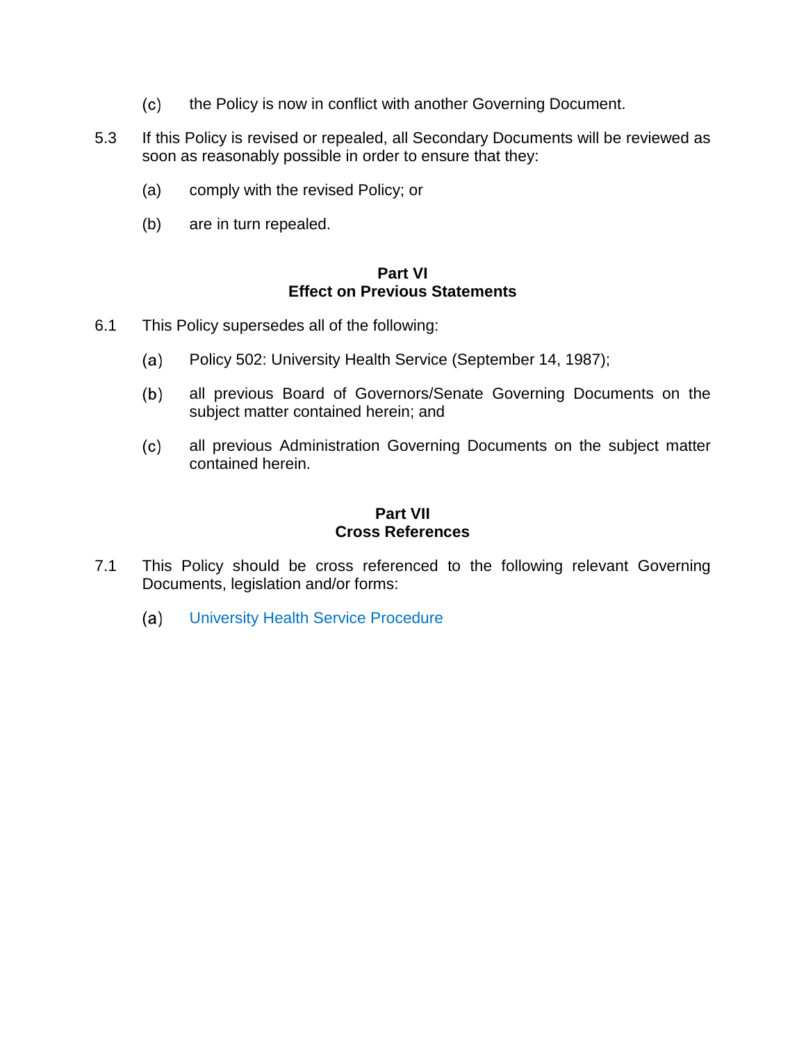(c) the Policy is now in conflict with another Governing Document.

5.3 If this Policy is revised or repealed, all Secondary Documents will be reviewed as soon as reasonably possible in order to ensure that they:

(a) comply with the revised Policy; or

(b) are in turn repealed.

## Part VI
## Effect on Previous Statements

6.1 This Policy supersedes all of the following:

(a) Policy 502: University Health Service (September 14, 1987);

(b) all previous Board of Governors/Senate Governing Documents on the subject matter contained herein; and

(c) all previous Administration Governing Documents on the subject matter contained herein.

## Part VII
## Cross References

7.1 This Policy should be cross referenced to the following relevant Governing Documents, legislation and/or forms:

(a) University Health Service Procedure